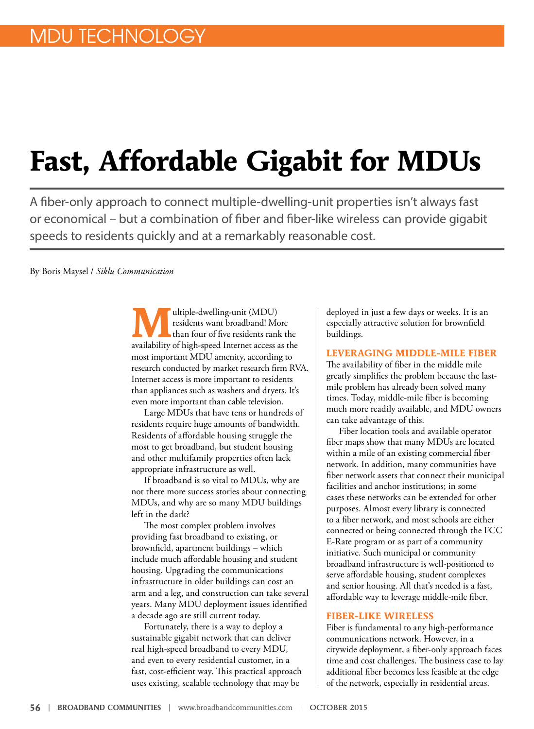MDU TECHNOLOGY

# Fast, Affordable Gigabit for MDUs

A fiber-only approach to connect multiple-dwelling-unit properties isn't always fast or economical – but a combination of fiber and fiber-like wireless can provide gigabit speeds to residents quickly and at a remarkably reasonable cost.

By Boris Maysel / *Siklu Communication*

Multiple-dwelling-unit (MDU) residents want broadband! More than four of five residents rank the availability of high-speed Internet access as the most important MDU amenity, according to research conducted by market research firm RVA. Internet access is more important to residents than appliances such as washers and dryers. It's even more important than cable television.

Large MDUs that have tens or hundreds of residents require huge amounts of bandwidth. Residents of affordable housing struggle the most to get broadband, but student housing and other multifamily properties often lack appropriate infrastructure as well.

If broadband is so vital to MDUs, why are not there more success stories about connecting MDUs, and why are so many MDU buildings left in the dark?

The most complex problem involves providing fast broadband to existing, or brownfield, apartment buildings – which include much affordable housing and student housing. Upgrading the communications infrastructure in older buildings can cost an arm and a leg, and construction can take several years. Many MDU deployment issues identified a decade ago are still current today.

Fortunately, there is a way to deploy a sustainable gigabit network that can deliver real high-speed broadband to every MDU, and even to every residential customer, in a fast, cost-efficient way. This practical approach uses existing, scalable technology that may be deployed in just a few days or weeks. It is an especially attractive solution for brownfield buildings.

## LEVERAGING MIDDLE-MILE FIBER

The availability of fiber in the middle mile greatly simplifies the problem because the last-mile problem has already been solved many times. Today, middle-mile fiber is becoming much more readily available, and MDU owners can take advantage of this.

Fiber location tools and available operator fiber maps show that many MDUs are located within a mile of an existing commercial fiber network. In addition, many communities have fiber network assets that connect their municipal facilities and anchor institutions; in some cases these networks can be extended for other purposes. Almost every library is connected to a fiber network, and most schools are either connected or being connected through the FCC E-Rate program or as part of a community initiative. Such municipal or community broadband infrastructure is well-positioned to serve affordable housing, student complexes and senior housing. All that's needed is a fast, affordable way to leverage middle-mile fiber.

## FIBER-LIKE WIRELESS

Fiber is fundamental to any high-performance communications network. However, in a citywide deployment, a fiber-only approach faces time and cost challenges. The business case to lay additional fiber becomes less feasible at the edge of the network, especially in residential areas.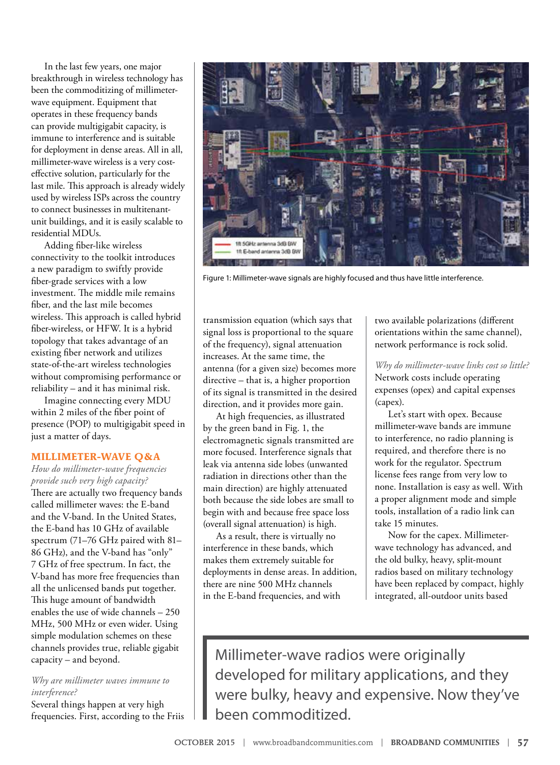In the last few years, one major breakthrough in wireless technology has been the commoditizing of millimeter-wave equipment. Equipment that operates in these frequency bands can provide multigigabit capacity, is immune to interference and is suitable for deployment in dense areas. All in all, millimeter-wave wireless is a very cost-effective solution, particularly for the last mile. This approach is already widely used by wireless ISPs across the country to connect businesses in multitenant-unit buildings, and it is easily scalable to residential MDUs.

Adding fiber-like wireless connectivity to the toolkit introduces a new paradigm to swiftly provide fiber-grade services with a low investment. The middle mile remains fiber, and the last mile becomes wireless. This approach is called hybrid fiber-wireless, or HFW. It is a hybrid topology that takes advantage of an existing fiber network and utilizes state-of-the-art wireless technologies without compromising performance or reliability – and it has minimal risk.

Imagine connecting every MDU within 2 miles of the fiber point of presence (POP) to multigigabit speed in just a matter of days.

## MILLIMETER-WAVE Q&A

*How do millimeter-wave frequencies provide such very high capacity?*

There are actually two frequency bands called millimeter waves: the E-band and the V-band. In the United States, the E-band has 10 GHz of available spectrum (71–76 GHz paired with 81–86 GHz), and the V-band has "only" 7 GHz of free spectrum. In fact, the V-band has more free frequencies than all the unlicensed bands put together. This huge amount of bandwidth enables the use of wide channels – 250 MHz, 500 MHz or even wider. Using simple modulation schemes on these channels provides true, reliable gigabit capacity – and beyond.

*Why are millimeter waves immune to interference?*

Several things happen at very high frequencies. First, according to the Friis transmission equation (which says that signal loss is proportional to the square of the frequency), signal attenuation increases. At the same time, the antenna (for a given size) becomes more directive – that is, a higher proportion of its signal is transmitted in the desired direction, and it provides more gain.

At high frequencies, as illustrated by the green band in Fig. 1, the electromagnetic signals transmitted are more focused. Interference signals that leak via antenna side lobes (unwanted radiation in directions other than the main direction) are highly attenuated both because the side lobes are small to begin with and because free space loss (overall signal attenuation) is high.

As a result, there is virtually no interference in these bands, which makes them extremely suitable for deployments in dense areas. In addition, there are nine 500 MHz channels in the E-band frequencies, and with two available polarizations (different orientations within the same channel), network performance is rock solid.

Figure 1: Millimeter-wave signals are highly focused and thus have little interference.

*Why do millimeter-wave links cost so little?*

Network costs include operating expenses (opex) and capital expenses (capex).

Let's start with opex. Because millimeter-wave bands are immune to interference, no radio planning is required, and therefore there is no work for the regulator. Spectrum license fees range from very low to none. Installation is easy as well. With a proper alignment mode and simple tools, installation of a radio link can take 15 minutes.

Now for the capex. Millimeter-wave technology has advanced, and the old bulky, heavy, split-mount radios based on military technology have been replaced by compact, highly integrated, all-outdoor units based

> Millimeter-wave radios were originally developed for military applications, and they were bulky, heavy and expensive. Now they've been commoditized.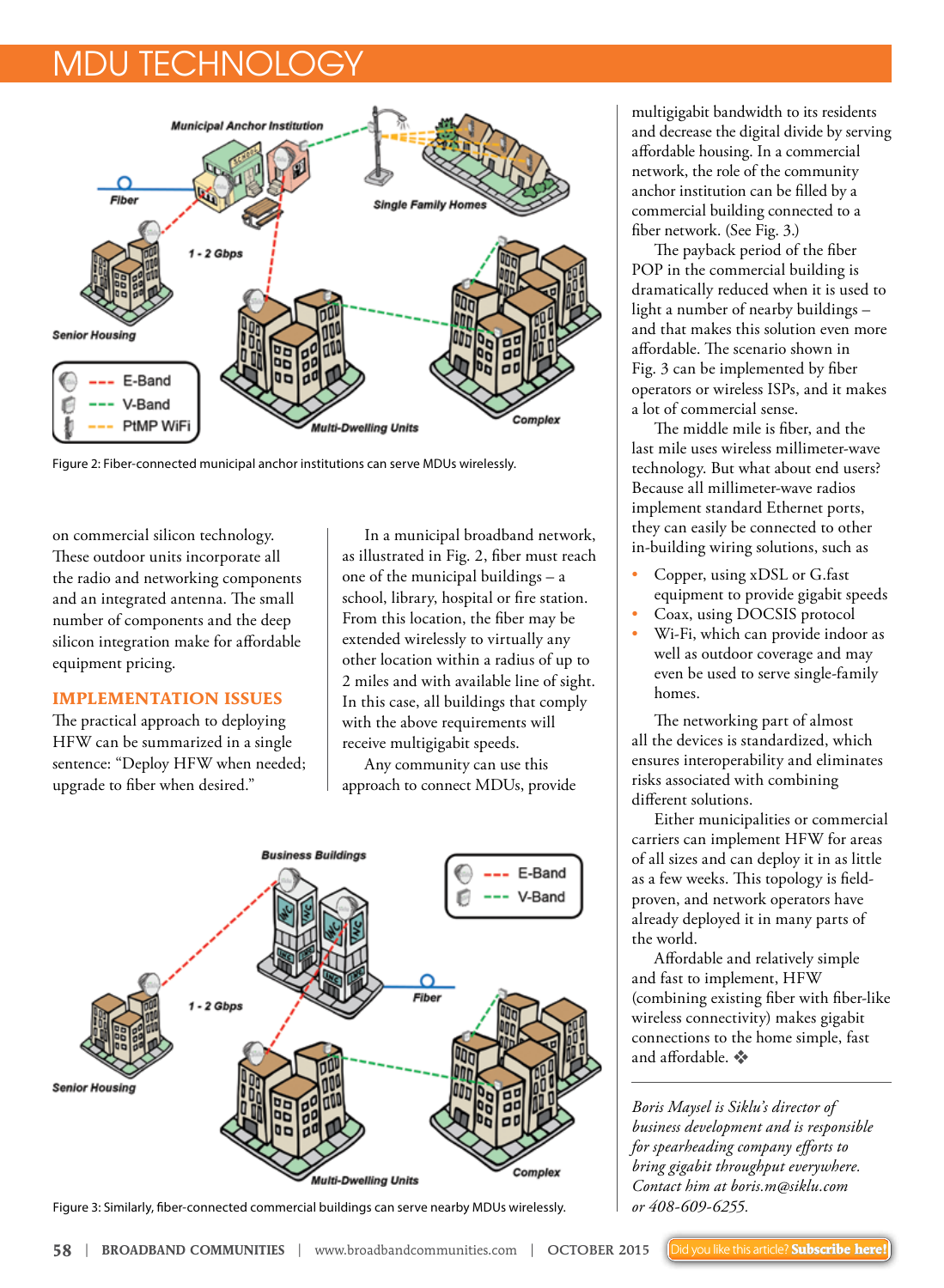# MDU TECHNOLOGY

Municipal Anchor Institution

Fiber

Single Family Homes

1 - 2 Gbps

Senior Housing

E-Band

V-Band

PtMP WiFi

Multi-Dwelling Units

Complex

Figure 2: Fiber-connected municipal anchor institutions can serve MDUs wirelessly.

on commercial silicon technology. These outdoor units incorporate all the radio and networking components and an integrated antenna. The small number of components and the deep silicon integration make for affordable equipment pricing.

## IMPLEMENTATION ISSUES

The practical approach to deploying HFW can be summarized in a single sentence: "Deploy HFW when needed; upgrade to fiber when desired."

In a municipal broadband network, as illustrated in Fig. 2, fiber must reach one of the municipal buildings – a school, library, hospital or fire station. From this location, the fiber may be extended wirelessly to virtually any other location within a radius of up to 2 miles and with available line of sight. In this case, all buildings that comply with the above requirements will receive multigigabit speeds.

Any community can use this approach to connect MDUs, provide multigigabit bandwidth to its residents and decrease the digital divide by serving affordable housing. In a commercial network, the role of the community anchor institution can be filled by a commercial building connected to a fiber network. (See Fig. 3.)

The payback period of the fiber POP in the commercial building is dramatically reduced when it is used to light a number of nearby buildings – and that makes this solution even more affordable. The scenario shown in Fig. 3 can be implemented by fiber operators or wireless ISPs, and it makes a lot of commercial sense.

The middle mile is fiber, and the last mile uses wireless millimeter-wave technology. But what about end users? Because all millimeter-wave radios implement standard Ethernet ports, they can easily be connected to other in-building wiring solutions, such as

- Copper, using xDSL or G.fast equipment to provide gigabit speeds
- Coax, using DOCSIS protocol
- Wi-Fi, which can provide indoor as well as outdoor coverage and may even be used to serve single-family homes.

The networking part of almost all the devices is standardized, which ensures interoperability and eliminates risks associated with combining different solutions.

Either municipalities or commercial carriers can implement HFW for areas of all sizes and can deploy it in as little as a few weeks. This topology is field-proven, and network operators have already deployed it in many parts of the world.

Affordable and relatively simple and fast to implement, HFW (combining existing fiber with fiber-like wireless connectivity) makes gigabit connections to the home simple, fast and affordable. ❖

Business Buildings

E-Band

V-Band

1 - 2 Gbps

Fiber

Senior Housing

Multi-Dwelling Units

Complex

Figure 3: Similarly, fiber-connected commercial buildings can serve nearby MDUs wirelessly.

*Boris Maysel is Siklu's director of business development and is responsible for spearheading company efforts to bring gigabit throughput everywhere. Contact him at boris.m@siklu.com or 408-609-6255.*

Did you like this article? **Subscribe here!**